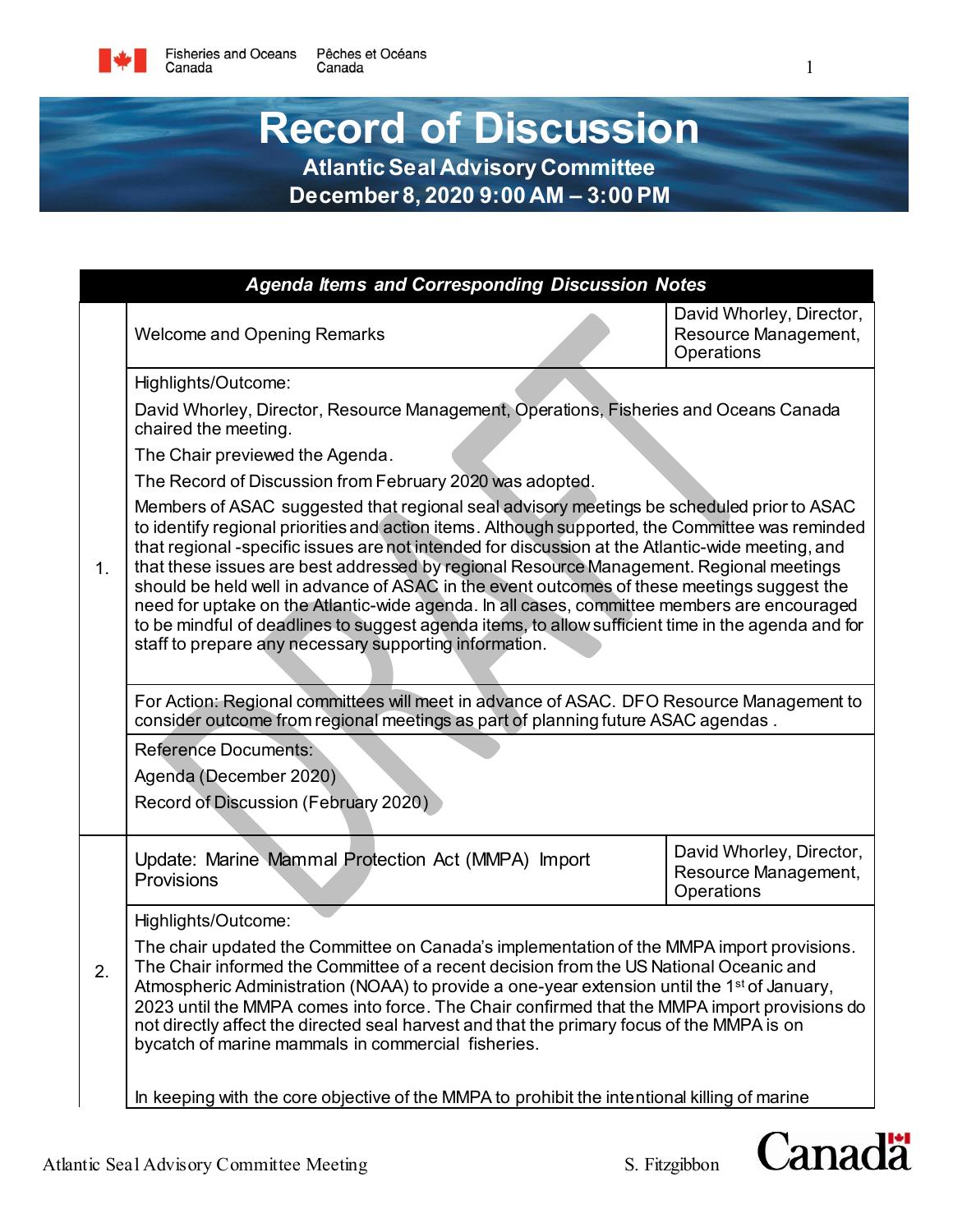# Record of Discussion

## Atlantic Seal Advisory Committee

## December 8, 2020 9:00 AM – 3:00 PM

***Agenda Items and Corresponding Discussion Notes***

**1.**

| Welcome and Opening Remarks | David Whorley, Director, Resource Management, Operations |
|---|---|

Highlights/Outcome:

David Whorley, Director, Resource Management, Operations, Fisheries and Oceans Canada chaired the meeting.

The Chair previewed the Agenda.

The Record of Discussion from February 2020 was adopted.

Members of ASAC suggested that regional seal advisory meetings be scheduled prior to ASAC to identify regional priorities and action items. Although supported, the Committee was reminded that regional -specific issues are not intended for discussion at the Atlantic-wide meeting, and that these issues are best addressed by regional Resource Management. Regional meetings should be held well in advance of ASAC in the event outcomes of these meetings suggest the need for uptake on the Atlantic-wide agenda. In all cases, committee members are encouraged to be mindful of deadlines to suggest agenda items, to allow sufficient time in the agenda and for staff to prepare any necessary supporting information.

For Action: Regional committees will meet in advance of ASAC. DFO Resource Management to consider outcome from regional meetings as part of planning future ASAC agendas .

Reference Documents:

Agenda (December 2020)

Record of Discussion (February 2020)

**2.**

| Update: Marine Mammal Protection Act (MMPA) Import Provisions | David Whorley, Director, Resource Management, Operations |
|---|---|

Highlights/Outcome:

The chair updated the Committee on Canada's implementation of the MMPA import provisions. The Chair informed the Committee of a recent decision from the US National Oceanic and Atmospheric Administration (NOAA) to provide a one-year extension until the 1st of January, 2023 until the MMPA comes into force. The Chair confirmed that the MMPA import provisions do not directly affect the directed seal harvest and that the primary focus of the MMPA is on bycatch of marine mammals in commercial fisheries.

In keeping with the core objective of the MMPA to prohibit the intentional killing of marine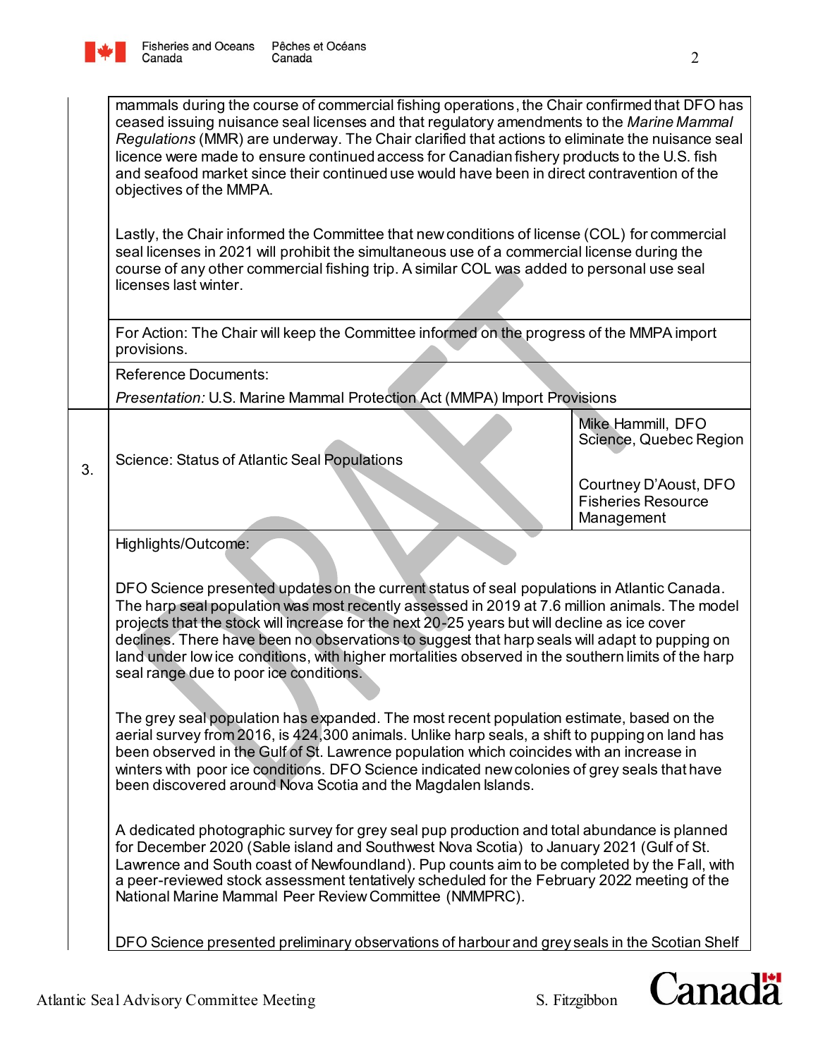mammals during the course of commercial fishing operations, the Chair confirmed that DFO has ceased issuing nuisance seal licenses and that regulatory amendments to the *Marine Mammal Regulations* (MMR) are underway. The Chair clarified that actions to eliminate the nuisance seal licence were made to ensure continued access for Canadian fishery products to the U.S. fish and seafood market since their continued use would have been in direct contravention of the objectives of the MMPA.

Lastly, the Chair informed the Committee that new conditions of license (COL) for commercial seal licenses in 2021 will prohibit the simultaneous use of a commercial license during the course of any other commercial fishing trip. A similar COL was added to personal use seal licenses last winter.

For Action: The Chair will keep the Committee informed on the progress of the MMPA import provisions.

Reference Documents:

*Presentation:* U.S. Marine Mammal Protection Act (MMPA) Import Provisions

| 3. | Science: Status of Atlantic Seal Populations | Mike Hammill, DFO Science, Quebec Region<br><br>Courtney D'Aoust, DFO Fisheries Resource Management |
|---|---|---|

Highlights/Outcome:

DFO Science presented updates on the current status of seal populations in Atlantic Canada. The harp seal population was most recently assessed in 2019 at 7.6 million animals. The model projects that the stock will increase for the next 20-25 years but will decline as ice cover declines. There have been no observations to suggest that harp seals will adapt to pupping on land under low ice conditions, with higher mortalities observed in the southern limits of the harp seal range due to poor ice conditions.

The grey seal population has expanded. The most recent population estimate, based on the aerial survey from 2016, is 424,300 animals. Unlike harp seals, a shift to pupping on land has been observed in the Gulf of St. Lawrence population which coincides with an increase in winters with poor ice conditions. DFO Science indicated new colonies of grey seals that have been discovered around Nova Scotia and the Magdalen Islands.

A dedicated photographic survey for grey seal pup production and total abundance is planned for December 2020 (Sable island and Southwest Nova Scotia) to January 2021 (Gulf of St. Lawrence and South coast of Newfoundland). Pup counts aim to be completed by the Fall, with a peer-reviewed stock assessment tentatively scheduled for the February 2022 meeting of the National Marine Mammal Peer Review Committee (NMMPRC).

DFO Science presented preliminary observations of harbour and grey seals in the Scotian Shelf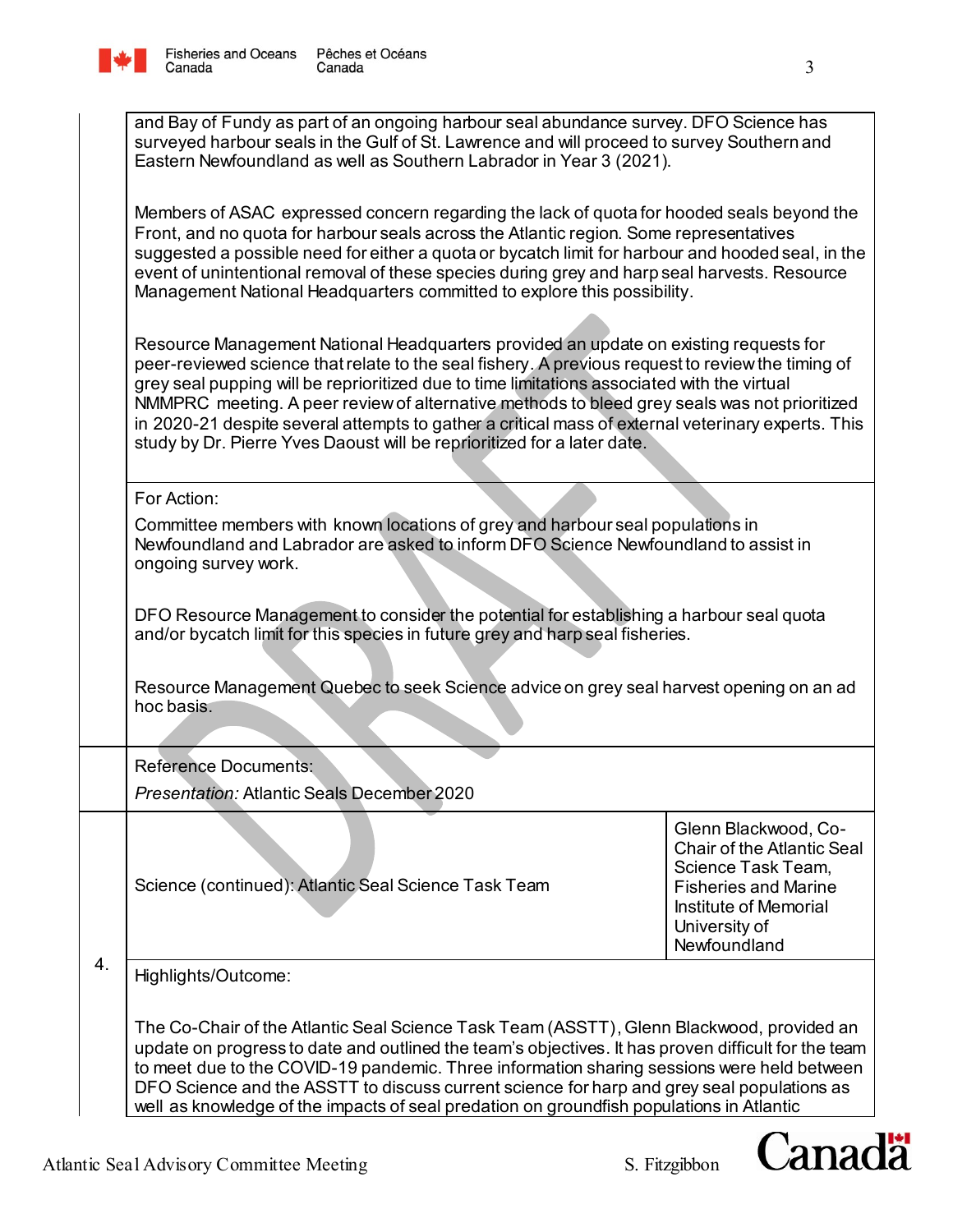and Bay of Fundy as part of an ongoing harbour seal abundance survey. DFO Science has surveyed harbour seals in the Gulf of St. Lawrence and will proceed to survey Southern and Eastern Newfoundland as well as Southern Labrador in Year 3 (2021).

Members of ASAC expressed concern regarding the lack of quota for hooded seals beyond the Front, and no quota for harbour seals across the Atlantic region. Some representatives suggested a possible need for either a quota or bycatch limit for harbour and hooded seal, in the event of unintentional removal of these species during grey and harp seal harvests. Resource Management National Headquarters committed to explore this possibility.

Resource Management National Headquarters provided an update on existing requests for peer-reviewed science that relate to the seal fishery. A previous request to review the timing of grey seal pupping will be reprioritized due to time limitations associated with the virtual NMMPRC meeting. A peer review of alternative methods to bleed grey seals was not prioritized in 2020-21 despite several attempts to gather a critical mass of external veterinary experts. This study by Dr. Pierre Yves Daoust will be reprioritized for a later date.

For Action:

Committee members with known locations of grey and harbour seal populations in Newfoundland and Labrador are asked to inform DFO Science Newfoundland to assist in ongoing survey work.

DFO Resource Management to consider the potential for establishing a harbour seal quota and/or bycatch limit for this species in future grey and harp seal fisheries.

Resource Management Quebec to seek Science advice on grey seal harvest opening on an ad hoc basis.

Reference Documents:

*Presentation:* Atlantic Seals December 2020

| 4. | Science (continued): Atlantic Seal Science Task Team | Glenn Blackwood, Co-Chair of the Atlantic Seal Science Task Team, Fisheries and Marine Institute of Memorial University of Newfoundland |
|---|---|---|

Highlights/Outcome:

The Co-Chair of the Atlantic Seal Science Task Team (ASSTT), Glenn Blackwood, provided an update on progress to date and outlined the team's objectives. It has proven difficult for the team to meet due to the COVID-19 pandemic. Three information sharing sessions were held between DFO Science and the ASSTT to discuss current science for harp and grey seal populations as well as knowledge of the impacts of seal predation on groundfish populations in Atlantic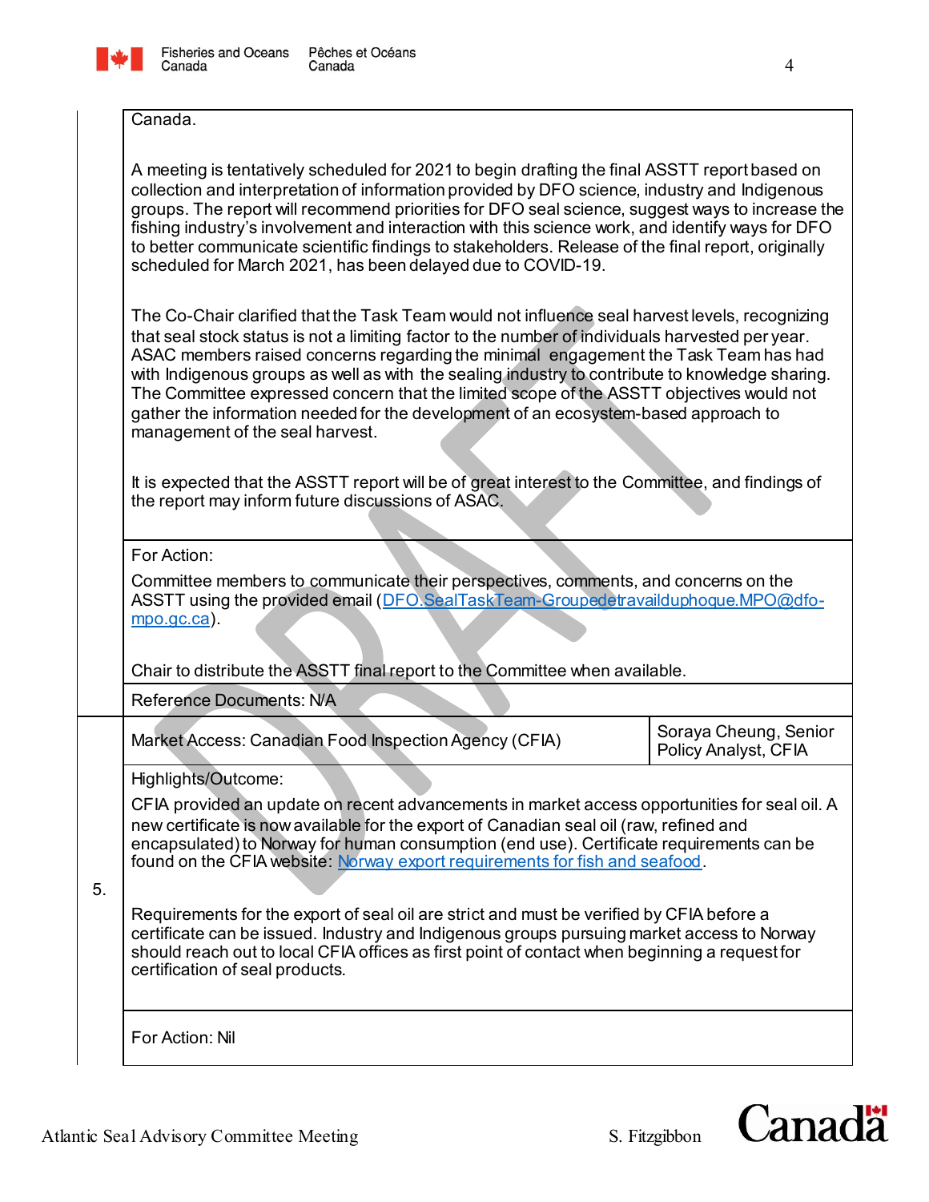Canada.

A meeting is tentatively scheduled for 2021 to begin drafting the final ASSTT report based on collection and interpretation of information provided by DFO science, industry and Indigenous groups. The report will recommend priorities for DFO seal science, suggest ways to increase the fishing industry's involvement and interaction with this science work, and identify ways for DFO to better communicate scientific findings to stakeholders. Release of the final report, originally scheduled for March 2021, has been delayed due to COVID-19.

The Co-Chair clarified that the Task Team would not influence seal harvest levels, recognizing that seal stock status is not a limiting factor to the number of individuals harvested per year. ASAC members raised concerns regarding the minimal engagement the Task Team has had with Indigenous groups as well as with the sealing industry to contribute to knowledge sharing. The Committee expressed concern that the limited scope of the ASSTT objectives would not gather the information needed for the development of an ecosystem-based approach to management of the seal harvest.

It is expected that the ASSTT report will be of great interest to the Committee, and findings of the report may inform future discussions of ASAC.

For Action:

Committee members to communicate their perspectives, comments, and concerns on the ASSTT using the provided email ([DFO.SealTaskTeam-Groupedetravailduphoque.MPO@dfo-mpo.gc.ca](mailto:DFO.SealTaskTeam-Groupedetravailduphoque.MPO@dfo-mpo.gc.ca)).

Chair to distribute the ASSTT final report to the Committee when available.

Reference Documents: N/A

| 5. | Market Access: Canadian Food Inspection Agency (CFIA) | Soraya Cheung, Senior Policy Analyst, CFIA |
|---|---|---|

Highlights/Outcome:

CFIA provided an update on recent advancements in market access opportunities for seal oil. A new certificate is now available for the export of Canadian seal oil (raw, refined and encapsulated) to Norway for human consumption (end use). Certificate requirements can be found on the CFIA website: [Norway export requirements for fish and seafood](#).

Requirements for the export of seal oil are strict and must be verified by CFIA before a certificate can be issued. Industry and Indigenous groups pursuing market access to Norway should reach out to local CFIA offices as first point of contact when beginning a request for certification of seal products.

For Action: Nil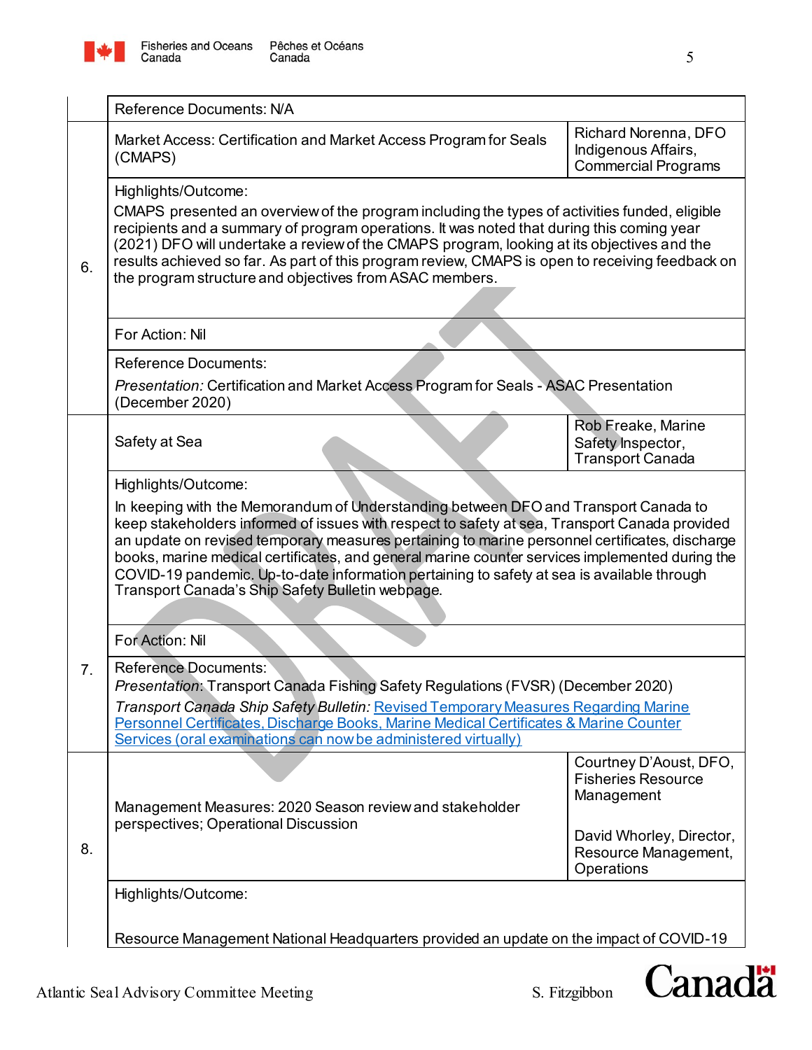| | | |
|---|---|---|
| | Reference Documents: N/A | |
| 6. | Market Access: Certification and Market Access Program for Seals (CMAPS) | Richard Norenna, DFO Indigenous Affairs, Commercial Programs |
| | Highlights/Outcome:<br>CMAPS presented an overview of the program including the types of activities funded, eligible recipients and a summary of program operations. It was noted that during this coming year (2021) DFO will undertake a review of the CMAPS program, looking at its objectives and the results achieved so far. As part of this program review, CMAPS is open to receiving feedback on the program structure and objectives from ASAC members. | |
| | For Action: Nil | |
| | Reference Documents:<br>*Presentation:* Certification and Market Access Program for Seals - ASAC Presentation (December 2020) | |
| 7. | Safety at Sea | Rob Freake, Marine Safety Inspector, Transport Canada |
| | Highlights/Outcome:<br>In keeping with the Memorandum of Understanding between DFO and Transport Canada to keep stakeholders informed of issues with respect to safety at sea, Transport Canada provided an update on revised temporary measures pertaining to marine personnel certificates, discharge books, marine medical certificates, and general marine counter services implemented during the COVID-19 pandemic. Up-to-date information pertaining to safety at sea is available through Transport Canada's Ship Safety Bulletin webpage. | |
| | For Action: Nil | |
| | Reference Documents:<br>*Presentation*: Transport Canada Fishing Safety Regulations (FVSR) (December 2020)<br>*Transport Canada Ship Safety Bulletin:* Revised Temporary Measures Regarding Marine Personnel Certificates, Discharge Books, Marine Medical Certificates & Marine Counter Services (oral examinations can now be administered virtually) | |
| 8. | Management Measures: 2020 Season review and stakeholder perspectives; Operational Discussion | Courtney D'Aoust, DFO, Fisheries Resource Management<br><br>David Whorley, Director, Resource Management, Operations |
| | Highlights/Outcome:<br><br>Resource Management National Headquarters provided an update on the impact of COVID-19 | |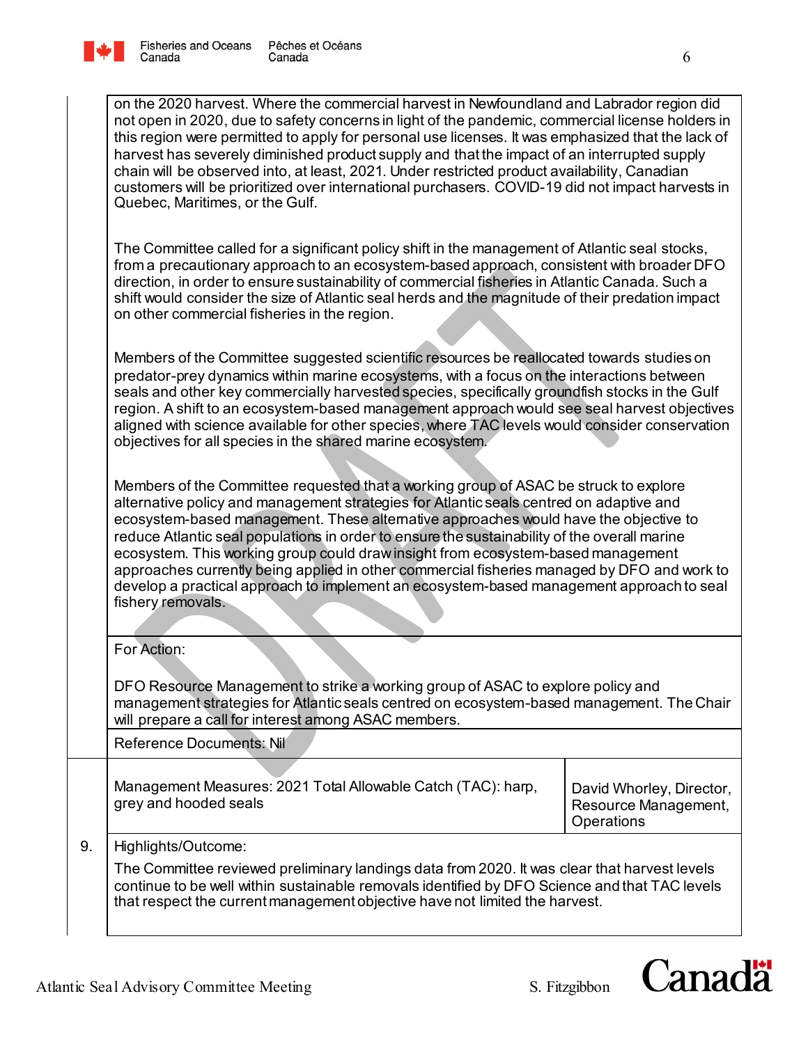on the 2020 harvest. Where the commercial harvest in Newfoundland and Labrador region did not open in 2020, due to safety concerns in light of the pandemic, commercial license holders in this region were permitted to apply for personal use licenses. It was emphasized that the lack of harvest has severely diminished product supply and that the impact of an interrupted supply chain will be observed into, at least, 2021. Under restricted product availability, Canadian customers will be prioritized over international purchasers. COVID-19 did not impact harvests in Quebec, Maritimes, or the Gulf.

The Committee called for a significant policy shift in the management of Atlantic seal stocks, from a precautionary approach to an ecosystem-based approach, consistent with broader DFO direction, in order to ensure sustainability of commercial fisheries in Atlantic Canada. Such a shift would consider the size of Atlantic seal herds and the magnitude of their predation impact on other commercial fisheries in the region.

Members of the Committee suggested scientific resources be reallocated towards studies on predator-prey dynamics within marine ecosystems, with a focus on the interactions between seals and other key commercially harvested species, specifically groundfish stocks in the Gulf region. A shift to an ecosystem-based management approach would see seal harvest objectives aligned with science available for other species, where TAC levels would consider conservation objectives for all species in the shared marine ecosystem.

Members of the Committee requested that a working group of ASAC be struck to explore alternative policy and management strategies for Atlantic seals centred on adaptive and ecosystem-based management. These alternative approaches would have the objective to reduce Atlantic seal populations in order to ensure the sustainability of the overall marine ecosystem. This working group could draw insight from ecosystem-based management approaches currently being applied in other commercial fisheries managed by DFO and work to develop a practical approach to implement an ecosystem-based management approach to seal fishery removals.

For Action:

DFO Resource Management to strike a working group of ASAC to explore policy and management strategies for Atlantic seals centred on ecosystem-based management. The Chair will prepare a call for interest among ASAC members.

Reference Documents: Nil

| 9. | Management Measures: 2021 Total Allowable Catch (TAC): harp, grey and hooded seals | David Whorley, Director, Resource Management, Operations |
|---|---|---|

Highlights/Outcome:

The Committee reviewed preliminary landings data from 2020. It was clear that harvest levels continue to be well within sustainable removals identified by DFO Science and that TAC levels that respect the current management objective have not limited the harvest.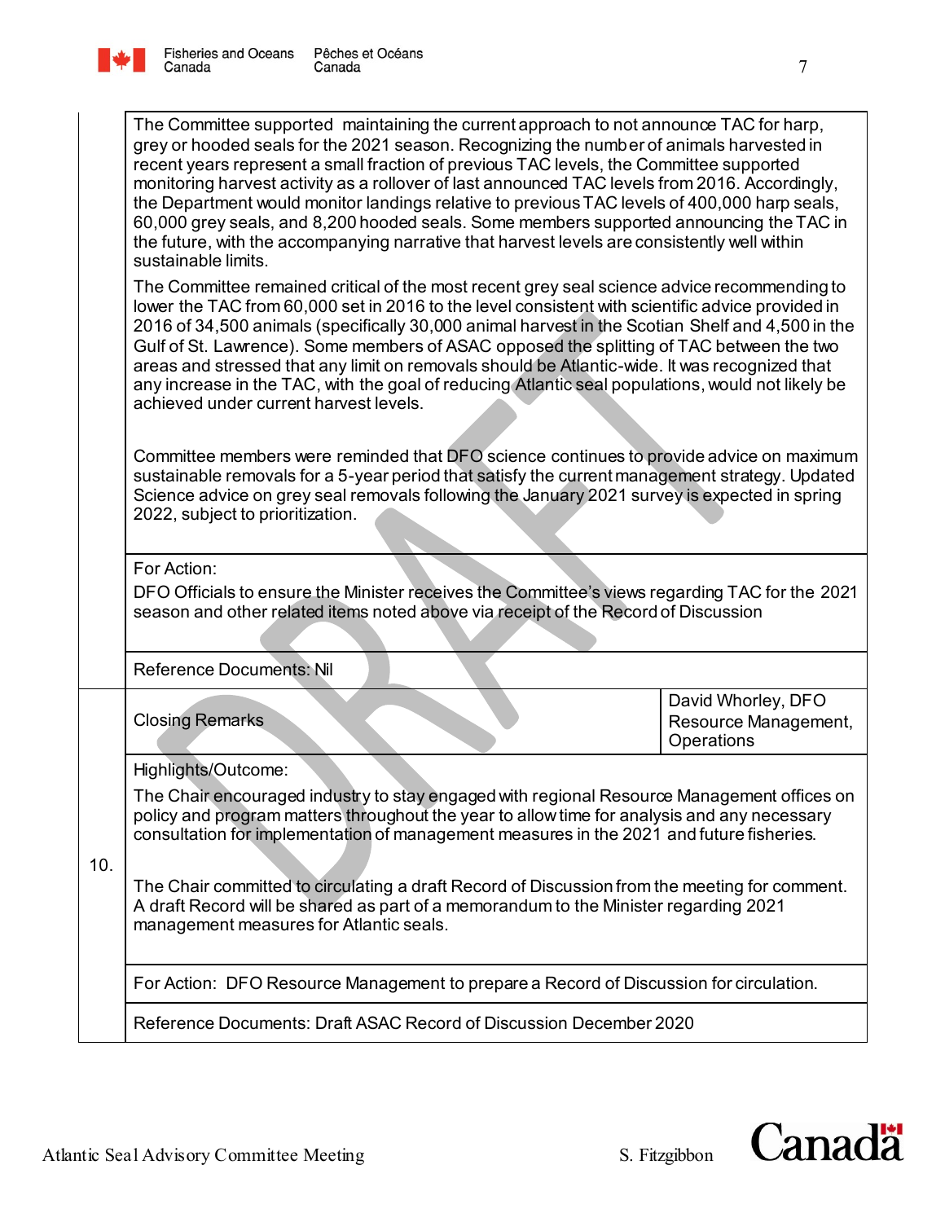| | | |
|---|---|---|
| | The Committee supported maintaining the current approach to not announce TAC for harp, grey or hooded seals for the 2021 season. Recognizing the number of animals harvested in recent years represent a small fraction of previous TAC levels, the Committee supported monitoring harvest activity as a rollover of last announced TAC levels from 2016. Accordingly, the Department would monitor landings relative to previous TAC levels of 400,000 harp seals, 60,000 grey seals, and 8,200 hooded seals. Some members supported announcing the TAC in the future, with the accompanying narrative that harvest levels are consistently well within sustainable limits.<br><br>The Committee remained critical of the most recent grey seal science advice recommending to lower the TAC from 60,000 set in 2016 to the level consistent with scientific advice provided in 2016 of 34,500 animals (specifically 30,000 animal harvest in the Scotian Shelf and 4,500 in the Gulf of St. Lawrence). Some members of ASAC opposed the splitting of TAC between the two areas and stressed that any limit on removals should be Atlantic-wide. It was recognized that any increase in the TAC, with the goal of reducing Atlantic seal populations, would not likely be achieved under current harvest levels.<br><br>Committee members were reminded that DFO science continues to provide advice on maximum sustainable removals for a 5-year period that satisfy the current management strategy. Updated Science advice on grey seal removals following the January 2021 survey is expected in spring 2022, subject to prioritization. | |
| | For Action:<br>DFO Officials to ensure the Minister receives the Committee's views regarding TAC for the 2021 season and other related items noted above via receipt of the Record of Discussion | |
| | Reference Documents: Nil | |
| 10. | Closing Remarks | David Whorley, DFO Resource Management, Operations |
| | Highlights/Outcome:<br>The Chair encouraged industry to stay engaged with regional Resource Management offices on policy and program matters throughout the year to allow time for analysis and any necessary consultation for implementation of management measures in the 2021 and future fisheries.<br><br>The Chair committed to circulating a draft Record of Discussion from the meeting for comment. A draft Record will be shared as part of a memorandum to the Minister regarding 2021 management measures for Atlantic seals. | |
| | For Action: DFO Resource Management to prepare a Record of Discussion for circulation. | |
| | Reference Documents: Draft ASAC Record of Discussion December 2020 | |